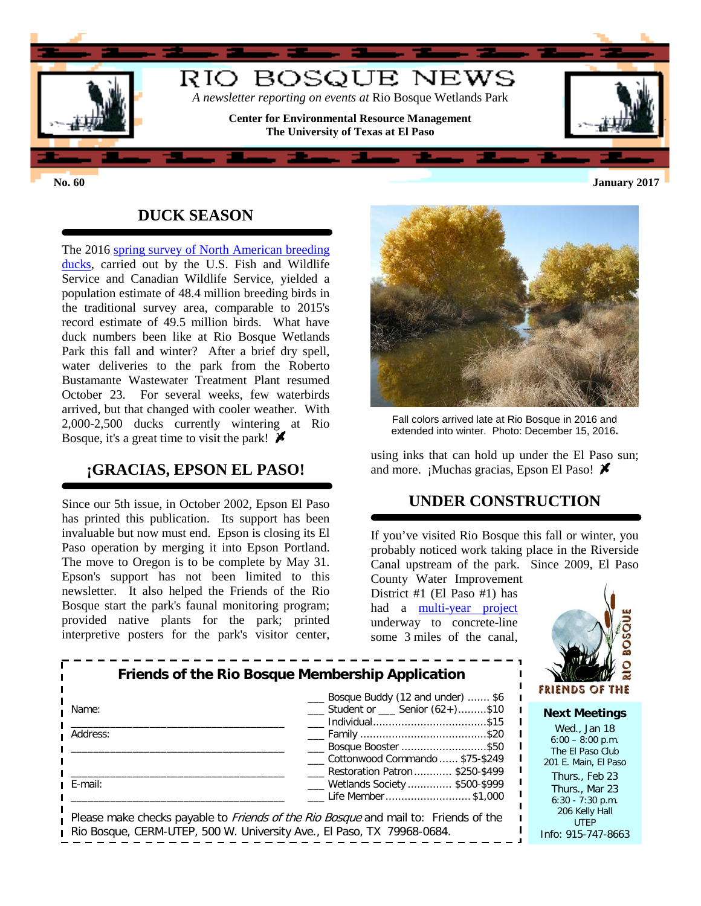# RIO BOSQUE NEWS

*A newsletter reporting on events at* Rio Bosque Wetlands Park

**Center for Environmental Resource Management**
**The University of Texas at El Paso**

**No. 60** **January 2017**

## DUCK SEASON

The 2016 spring survey of North American breeding ducks, carried out by the U.S. Fish and Wildlife Service and Canadian Wildlife Service, yielded a population estimate of 48.4 million breeding birds in the traditional survey area, comparable to 2015's record estimate of 49.5 million birds. What have duck numbers been like at Rio Bosque Wetlands Park this fall and winter? After a brief dry spell, water deliveries to the park from the Roberto Bustamante Wastewater Treatment Plant resumed October 23. For several weeks, few waterbirds arrived, but that changed with cooler weather. With 2,000-2,500 ducks currently wintering at Rio Bosque, it's a great time to visit the park!

## ¡GRACIAS, EPSON EL PASO!

Since our 5th issue, in October 2002, Epson El Paso has printed this publication. Its support has been invaluable but now must end. Epson is closing its El Paso operation by merging it into Epson Portland. The move to Oregon is to be complete by May 31. Epson's support has not been limited to this newsletter. It also helped the Friends of the Rio Bosque start the park's faunal monitoring program; provided native plants for the park; printed interpretive posters for the park's visitor center, using inks that can hold up under the El Paso sun; and more. ¡Muchas gracias, Epson El Paso!

Fall colors arrived late at Rio Bosque in 2016 and extended into winter. Photo: December 15, 2016.

## UNDER CONSTRUCTION

If you've visited Rio Bosque this fall or winter, you probably noticed work taking place in the Riverside Canal upstream of the park. Since 2009, El Paso County Water Improvement District #1 (El Paso #1) has had a multi-year project underway to concrete-line some 3 miles of the canal,

### Friends of the Rio Bosque Membership Application

Name: ______________________________

Address: ______________________________

______________________________

E-mail: ______________________________

- ___ Bosque Buddy (12 and under) ....... $6
- ___ Student or ___ Senior (62+).........$10
- ___ Individual....................................$15
- ___ Family ........................................$20
- ___ Bosque Booster ...........................$50
- ___ Cottonwood Commando ...... $75-$249
- ___ Restoration Patron ............ $250-$499
- ___ Wetlands Society .............. $500-$999
- ___ Life Member........................... $1,000

Please make checks payable to *Friends of the Rio Bosque* and mail to: Friends of the Rio Bosque, CERM-UTEP, 500 W. University Ave., El Paso, TX 79968-0684.

FRIENDS OF THE RIO BOSQUE

**Next Meetings**

Wed., Jan 18
6:00 – 8:00 p.m.
The El Paso Club
201 E. Main, El Paso

Thurs., Feb 23
Thurs., Mar 23
6:30 - 7:30 p.m.
206 Kelly Hall
UTEP

Info: 915-747-8663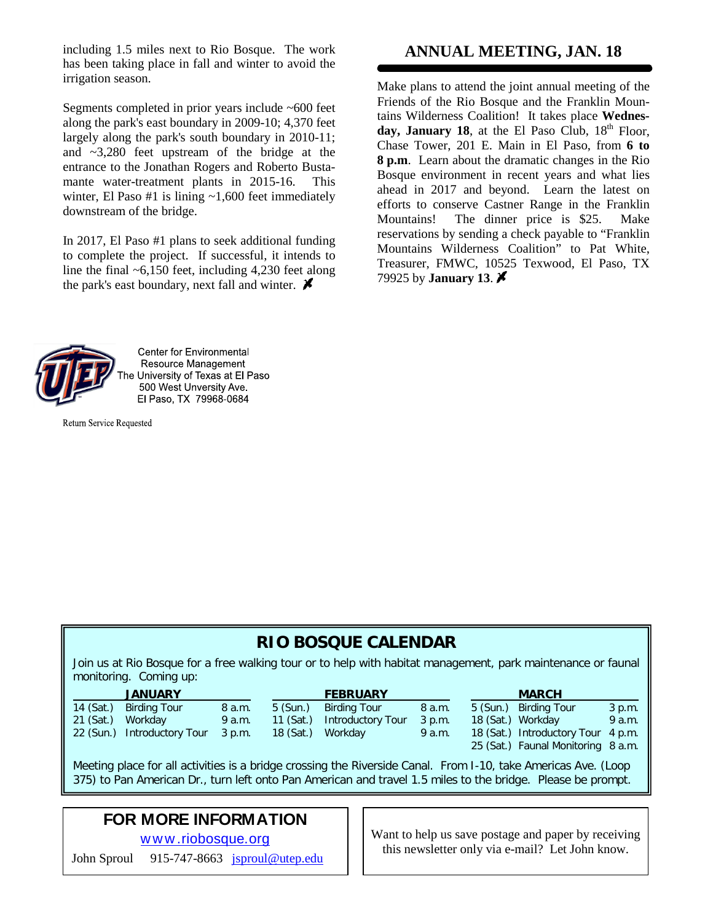including 1.5 miles next to Rio Bosque. The work has been taking place in fall and winter to avoid the irrigation season.

Segments completed in prior years include ~600 feet along the park's east boundary in 2009-10; 4,370 feet largely along the park's south boundary in 2010-11; and ~3,280 feet upstream of the bridge at the entrance to the Jonathan Rogers and Roberto Bustamante water-treatment plants in 2015-16. This winter, El Paso #1 is lining ~1,600 feet immediately downstream of the bridge.

In 2017, El Paso #1 plans to seek additional funding to complete the project. If successful, it intends to line the final ~6,150 feet, including 4,230 feet along the park's east boundary, next fall and winter.

## ANNUAL MEETING, JAN. 18

Make plans to attend the joint annual meeting of the Friends of the Rio Bosque and the Franklin Mountains Wilderness Coalition! It takes place **Wednesday, January 18**, at the El Paso Club, 18th Floor, Chase Tower, 201 E. Main in El Paso, from **6 to 8 p.m**. Learn about the dramatic changes in the Rio Bosque environment in recent years and what lies ahead in 2017 and beyond. Learn the latest on efforts to conserve Castner Range in the Franklin Mountains! The dinner price is $25. Make reservations by sending a check payable to "Franklin Mountains Wilderness Coalition" to Pat White, Treasurer, FMWC, 10525 Texwood, El Paso, TX 79925 by **January 13**.

Center for Environmental Resource Management
The University of Texas at El Paso
500 West Unversity Ave.
El Paso, TX 79968-0684

Return Service Requested

## RIO BOSQUE CALENDAR

Join us at Rio Bosque for a free walking tour or to help with habitat management, park maintenance or faunal monitoring. Coming up:

| JANUARY | | | FEBRUARY | | | MARCH | | |
|---|---|---|---|---|---|---|---|---|
| 14 (Sat.) | Birding Tour | 8 a.m. | 5 (Sun.) | Birding Tour | 8 a.m. | 5 (Sun.) | Birding Tour | 3 p.m. |
| 21 (Sat.) | Workday | 9 a.m. | 11 (Sat.) | Introductory Tour | 3 p.m. | 18 (Sat.) | Workday | 9 a.m. |
| 22 (Sun.) | Introductory Tour | 3 p.m. | 18 (Sat.) | Workday | 9 a.m. | 18 (Sat.) | Introductory Tour | 4 p.m. |
| | | | | | | 25 (Sat.) | Faunal Monitoring | 8 a.m. |

Meeting place for all activities is a bridge crossing the Riverside Canal. From I-10, take Americas Ave. (Loop 375) to Pan American Dr., turn left onto Pan American and travel 1.5 miles to the bridge. Please be prompt.

## FOR MORE INFORMATION

www.riobosque.org

John Sproul 915-747-8663 jsproul@utep.edu

Want to help us save postage and paper by receiving this newsletter only via e-mail? Let John know.